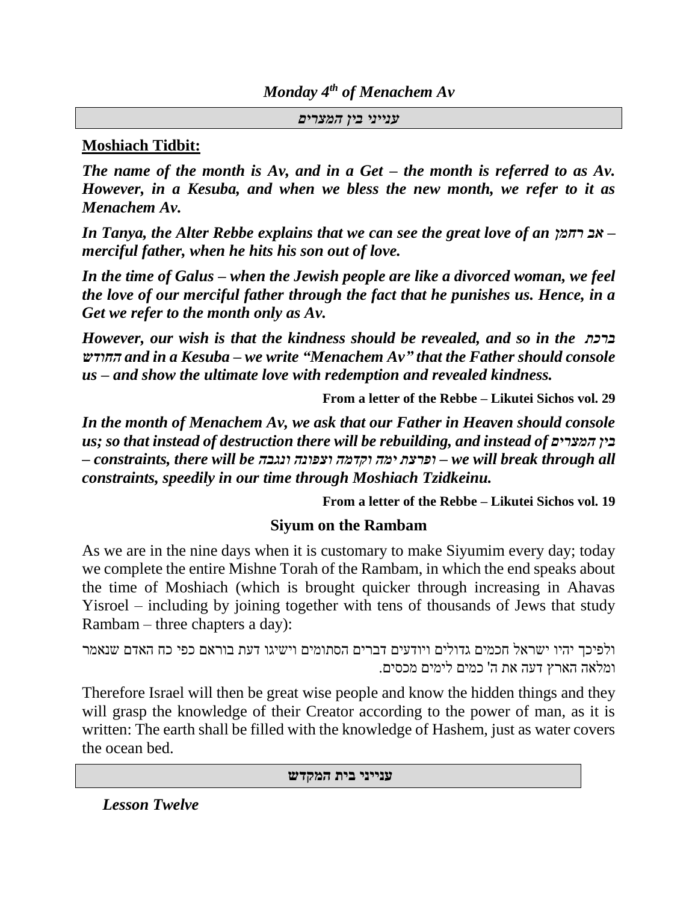## *Monday 4th of Menachem Av*

**עניני בין המצרים**

**Moshiach Tidbit:**

***The name of the month is Av, and in a Get – the month is referred to as Av. However, in a Kesuba, and when we bless the new month, we refer to it as Menachem Av.***

***In Tanya, the Alter Rebbe explains that we can see the great love of an אב רחמן – merciful father, when he hits his son out of love.***

***In the time of Galus – when the Jewish people are like a divorced woman, we feel the love of our merciful father through the fact that he punishes us. Hence, in a Get we refer to the month only as Av.***

***However, our wish is that the kindness should be revealed, and so in the ברכת החודש and in a Kesuba – we write "Menachem Av" that the Father should console us – and show the ultimate love with redemption and revealed kindness.***

**From a letter of the Rebbe – Likutei Sichos vol. 29**

***In the month of Menachem Av, we ask that our Father in Heaven should console us; so that instead of destruction there will be rebuilding, and instead of בין המצרים – constraints, there will be ופרצת ימה וקדמה וצפונה ונגבה – we will break through all constraints, speedily in our time through Moshiach Tzidkeinu.***

**From a letter of the Rebbe – Likutei Sichos vol. 19**

### Siyum on the Rambam

As we are in the nine days when it is customary to make Siyumim every day; today we complete the entire Mishne Torah of the Rambam, in which the end speaks about the time of Moshiach (which is brought quicker through increasing in Ahavas Yisroel – including by joining together with tens of thousands of Jews that study Rambam – three chapters a day):

ולפיכך יהיו ישראל חכמים גדולים ויודעים דברים הסתומים וישיגו דעת בוראם כפי כח האדם שנאמר ומלאה הארץ דעה את ה' כמים לימים מכסים.

Therefore Israel will then be great wise people and know the hidden things and they will grasp the knowledge of their Creator according to the power of man, as it is written: The earth shall be filled with the knowledge of Hashem, just as water covers the ocean bed.

**ענייני בית המקדש**

***Lesson Twelve***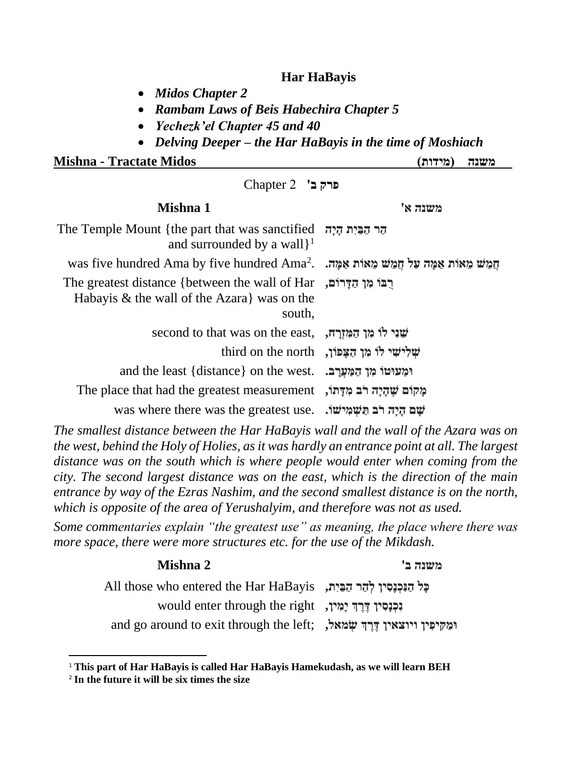**Har HaBayis**

- ***Midos Chapter 2***
- ***Rambam Laws of Beis Habechira Chapter 5***
- ***Yechezk'el Chapter 45 and 40***
- ***Delving Deeper – the Har HaBayis in the time of Moshiach***

## Mishna - Tractate Midos (מידות) משנה

Chapter 2 **פרק ב'**

### Mishna 1 משנה א'

| | |
|---|---|
| The Temple Mount {the part that was sanctified and surrounded by a wall}[1] | הַר הַבַּיִת הָיָה |
| was five hundred Ama by five hundred Ama[2]. | חֲמֵשׁ מֵאוֹת אַמָּה עַל חֲמֵשׁ מֵאוֹת אַמָּה. |
| The greatest distance {between the wall of Har Habayis & the wall of the Azara} was on the south, | רֻבּוֹ מִן הַדָּרוֹם, |
| second to that was on the east, | שֵׁנִי לוֹ מִן הַמִּזְרָח, |
| third on the north | שְׁלִישִׁי לוֹ מִן הַצָּפוֹן, |
| and the least {distance} on the west. | וּמִעוּטוֹ מִן הַמַּעֲרָב. |
| The place that had the greatest measurement | מָקוֹם שֶׁהָיָה רֹב מִדָּתוֹ, |
| was where there was the greatest use. | שָׁם הָיָה רֹב תַּשְׁמִישׁוֹ. |

*The smallest distance between the Har HaBayis wall and the wall of the Azara was on the west, behind the Holy of Holies, as it was hardly an entrance point at all. The largest distance was on the south which is where people would enter when coming from the city. The second largest distance was on the east, which is the direction of the main entrance by way of the Ezras Nashim, and the second smallest distance is on the north, which is opposite of the area of Yerushalyim, and therefore was not as used.*

*Some commentaries explain "the greatest use" as meaning, the place where there was more space, there were more structures etc. for the use of the Mikdash.*

### Mishna 2 משנה ב'

| | |
|---|---|
| All those who entered the Har HaBayis | כָּל הַנִּכְנָסִין לְהַר הַבַּיִת, |
| would enter through the right | נִכְנָסִין דֶּרֶךְ יָמִין, |
| and go around to exit through the left; | וּמַקִּיפִין ויוצאין דֶּרֶךְ שְׂמֹאל, |

---

[1] **This part of Har HaBayis is called Har HaBayis Hamekudash, as we will learn BEH**

[2] **In the future it will be six times the size**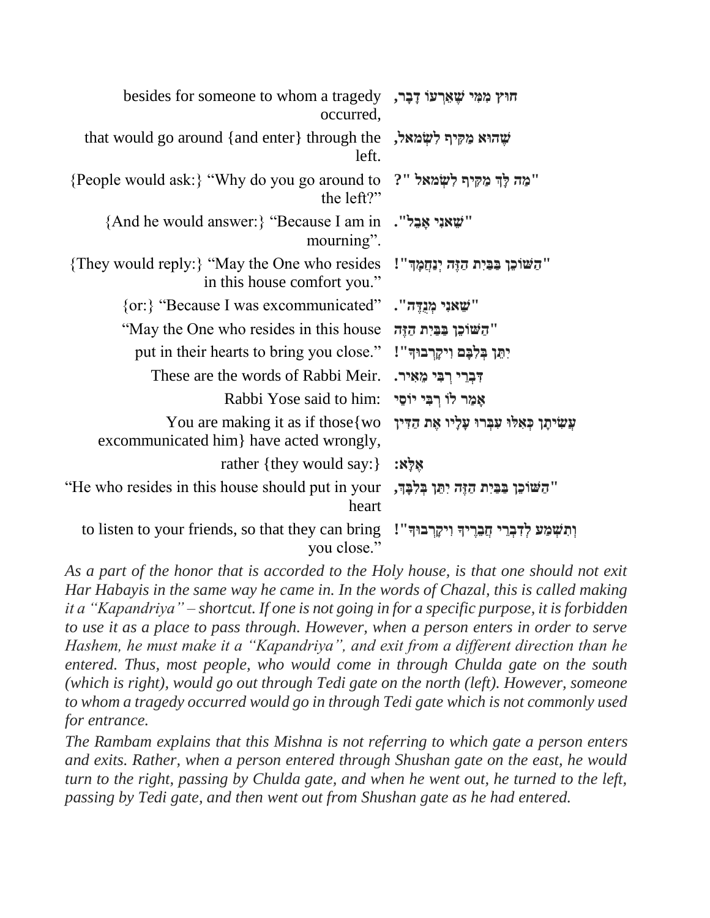| | |
|---|---|
| besides for someone to whom a tragedy occurred, | חוּץ מִמִּי שֶׁאֵרְעוֹ דָבָר, |
| that would go around {and enter} through the left. | שֶׁהוּא מַקִּיף לִשְׂמֹאל, |
| {People would ask:} "Why do you go around to the left?" | "מַה לָּךְ מַקִּיף לִשְׂמֹאל "? |
| {And he would answer:} "Because I am in mourning". | "שֶׁאֲנִי אָבֵל". |
| {They would reply:} "May the One who resides in this house comfort you." | "הַשּׁוֹכֵן בַּבַּיִת הַזֶּה יְנַחֲמֶךָּ"! |
| {or:} "Because I was excommunicated" | "שֶׁאֲנִי מְנֻדֶּה". |
| "May the One who resides in this house | "הַשּׁוֹכֵן בַּבַּיִת הַזֶּה |
| put in their hearts to bring you close." | יִתֵּן בְּלִבָּם וִיקָרְבוּךָ"! |
| These are the words of Rabbi Meir. | דִּבְרֵי רַבִּי מֵאִיר. |
| Rabbi Yose said to him: | אָמַר לוֹ רַבִּי יוֹסֵי |
| You are making it as if those{wo excommunicated him} have acted wrongly, | עֲשִׂיתָן כְּאִלּוּ עָבְרוּ עָלָיו אֶת הַדִּין |
| rather {they would say:} | אֶלָּא: |
| "He who resides in this house should put in your heart | "הַשּׁוֹכֵן בַּבַּיִת הַזֶּה יִתֵּן בְּלִבָּךָ, |
| to listen to your friends, so that they can bring you close." | וְתִשְׁמַע לְדִבְרֵי חֲבֵרֶיךָ וִיקָרְבוּךָ"! |

*As a part of the honor that is accorded to the Holy house, is that one should not exit Har Habayis in the same way he came in. In the words of Chazal, this is called making it a "Kapandriya" – shortcut. If one is not going in for a specific purpose, it is forbidden to use it as a place to pass through. However, when a person enters in order to serve Hashem, he must make it a "Kapandriya", and exit from a different direction than he entered. Thus, most people, who would come in through Chulda gate on the south (which is right), would go out through Tedi gate on the north (left). However, someone to whom a tragedy occurred would go in through Tedi gate which is not commonly used for entrance.*

*The Rambam explains that this Mishna is not referring to which gate a person enters and exits. Rather, when a person entered through Shushan gate on the east, he would turn to the right, passing by Chulda gate, and when he went out, he turned to the left, passing by Tedi gate, and then went out from Shushan gate as he had entered.*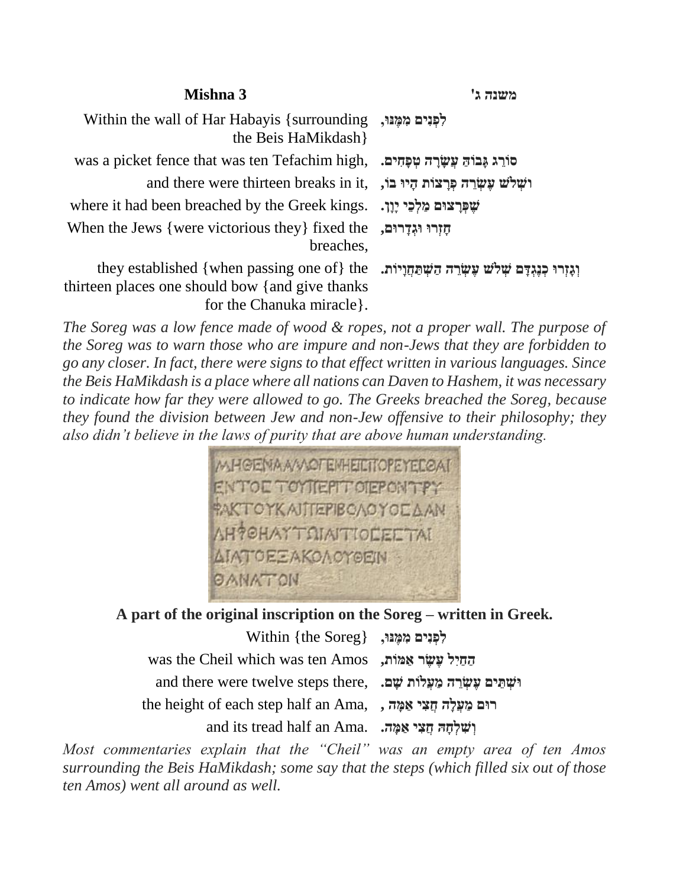## Mishna 3 | משנה ג'

| | |
|---|---|
| Within the wall of Har Habayis {surrounding the Beis HaMikdash} | לִפְנִים מִמֶּנּוּ, |
| was a picket fence that was ten Tefachim high, | סוֹרֵג גָּבוֹהַּ עֲשָׂרָה טְפָחִים. |
| and there were thirteen breaks in it, | וּשְׁלֹשׁ עֶשְׂרֵה פְרָצוֹת הָיוּ בוֹ, |
| where it had been breached by the Greek kings. | שֶׁפְּרָצוּם מַלְכֵי יָוָן. |
| When the Jews {were victorious they} fixed the breaches, | חָזְרוּ וּגְדָרוּם, |
| they established {when passing one of} the thirteen places one should bow {and give thanks for the Chanuka miracle}. | וְגָזְרוּ כְנֶגְדָּם שְׁלֹשׁ עֶשְׂרֵה הִשְׁתַּחֲוָיוֹת. |

*The Soreg was a low fence made of wood & ropes, not a proper wall. The purpose of the Soreg was to warn those who are impure and non-Jews that they are forbidden to go any closer. In fact, there were signs to that effect written in various languages. Since the Beis HaMikdash is a place where all nations can Daven to Hashem, it was necessary to indicate how far they were allowed to go. The Greeks breached the Soreg, because they found the division between Jew and non-Jew offensive to their philosophy; they also didn't believe in the laws of purity that are above human understanding.*

**A part of the original inscription on the Soreg – written in Greek.**

| | |
|---|---|
| Within {the Soreg} | לִפְנִים מִמֶּנּוּ, |
| was the Cheil which was ten Amos | הַחֵיל עֶשֶׂר אַמּוֹת, |
| and there were twelve steps there, | וּשְׁתֵּים עֶשְׂרֵה מַעֲלוֹת שָׁם. |
| the height of each step half an Ama, | רוּם מַעֲלָה חֲצִי אַמָּה , |
| and its tread half an Ama. | וְשִׁלְחָהּ חֲצִי אַמָּה. |

*Most commentaries explain that the "Cheil" was an empty area of ten Amos surrounding the Beis HaMikdash; some say that the steps (which filled six out of those ten Amos) went all around as well.*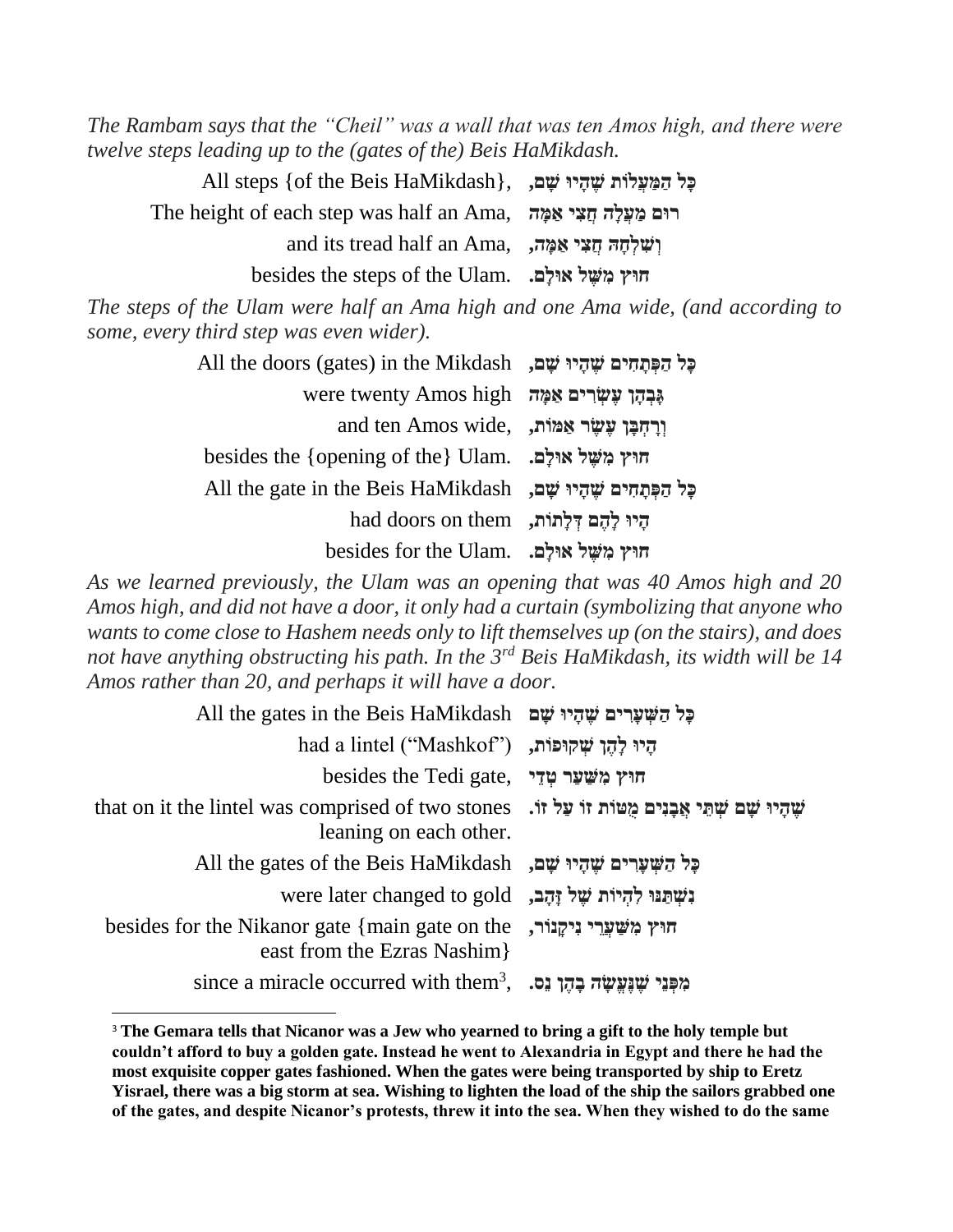*The Rambam says that the "Cheil" was a wall that was ten Amos high, and there were twelve steps leading up to the (gates of the) Beis HaMikdash.*

| | |
|---|---|
| All steps {of the Beis HaMikdash}, | **כָּל הַמַּעֲלוֹת שֶׁהָיוּ שָׁם,** |
| The height of each step was half an Ama, | **רוּם מַעֲלָה חֲצִי אַמָּה** |
| and its tread half an Ama, | **וְשִׁלְחָהּ חֲצִי אַמָּה,** |
| besides the steps of the Ulam. | **חוּץ מִשֶּׁל אוּלָם.** |

*The steps of the Ulam were half an Ama high and one Ama wide, (and according to some, every third step was even wider).*

| | |
|---|---|
| All the doors (gates) in the Mikdash | **כָּל הַפְּתָחִים שֶׁהָיוּ שָׁם,** |
| were twenty Amos high | **גָּבְהָן עֶשְׂרִים אַמָּה** |
| and ten Amos wide, | **וְרָחְבָּן עֶשֶׂר אַמּוֹת,** |
| besides the {opening of the} Ulam. | **חוּץ מִשֶּׁל אוּלָם.** |
| All the gate in the Beis HaMikdash | **כָּל הַפְּתָחִים שֶׁהָיוּ שָׁם,** |
| had doors on them | **הָיוּ לָהֶם דְּלָתוֹת,** |
| besides for the Ulam. | **חוּץ מִשֶּׁל אוּלָם.** |

*As we learned previously, the Ulam was an opening that was 40 Amos high and 20 Amos high, and did not have a door, it only had a curtain (symbolizing that anyone who wants to come close to Hashem needs only to lift themselves up (on the stairs), and does not have anything obstructing his path. In the 3rd Beis HaMikdash, its width will be 14 Amos rather than 20, and perhaps it will have a door.*

| | |
|---|---|
| All the gates in the Beis HaMikdash | **כָּל הַשְּׁעָרִים שֶׁהָיוּ שָׁם** |
| had a lintel ("Mashkof") | **הָיוּ לָהֶן שְׁקוּפוֹת,** |
| besides the Tedi gate, | **חוּץ מִשַּׁעַר טָדִי** |
| that on it the lintel was comprised of two stones leaning on each other. | **שֶׁהָיוּ שָׁם שְׁתֵּי אֲבָנִים מֻטּוֹת זוֹ עַל זוֹ.** |
| All the gates of the Beis HaMikdash | **כָּל הַשְּׁעָרִים שֶׁהָיוּ שָׁם,** |
| were later changed to gold | **נִשְׁתַּנּוּ לִהְיוֹת שֶׁל זָהָב,** |
| besides for the Nikanor gate {main gate on the east from the Ezras Nashim} | **חוּץ מִשַּׁעֲרֵי נִיקָנוֹר,** |
| since a miracle occurred with them[3], | **מִפְּנֵי שֶׁנַּעֲשָׂה בָהֶן נֵס.** |

[3] **The Gemara tells that Nicanor was a Jew who yearned to bring a gift to the holy temple but couldn't afford to buy a golden gate. Instead he went to Alexandria in Egypt and there he had the most exquisite copper gates fashioned. When the gates were being transported by ship to Eretz Yisrael, there was a big storm at sea. Wishing to lighten the load of the ship the sailors grabbed one of the gates, and despite Nicanor's protests, threw it into the sea. When they wished to do the same**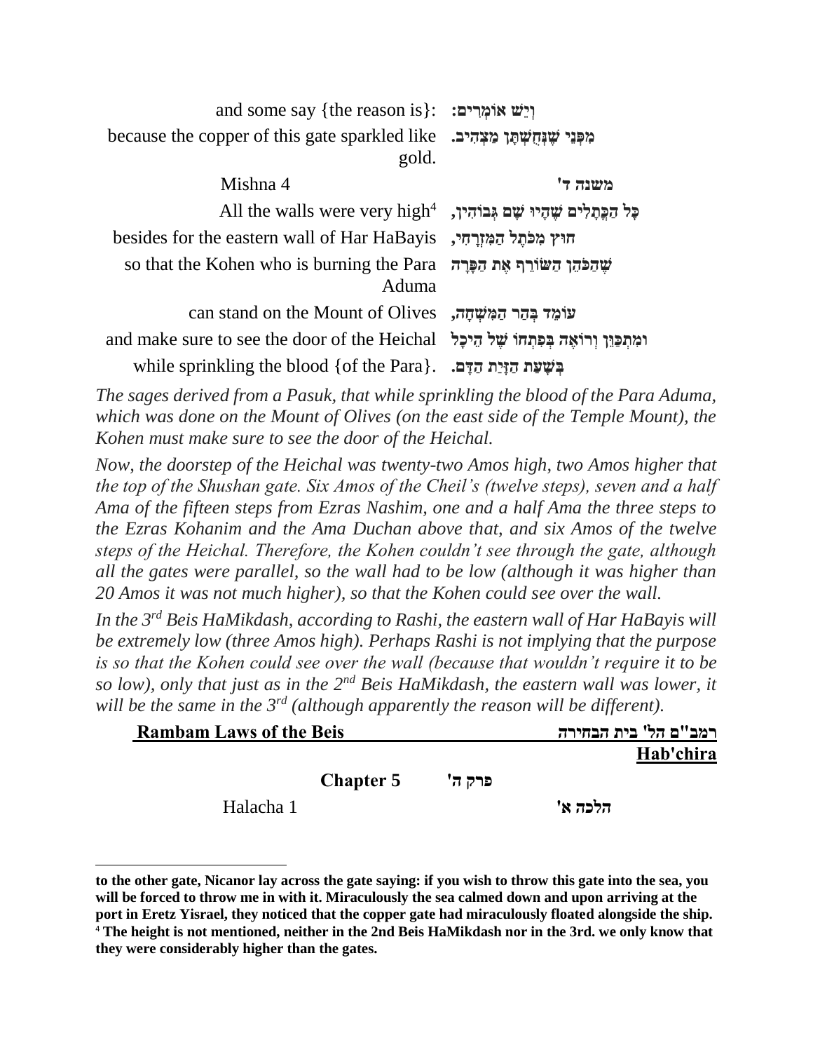| | |
|---|---|
| and some say {the reason is}: | וְיֵשׁ אוֹמְרִים: |
| because the copper of this gate sparkled like gold. | מִפְּנֵי שֶׁנְּחָשְׁתָּן מַצְהִיב. |
| Mishna 4 | משנה ד' |
| All the walls were very high[4] | כָּל הַכְּתָלִים שֶׁהָיוּ שָׁם גְּבוֹהִין, |
| besides for the eastern wall of Har HaBayis | חוּץ מִכֹּתֶל הַמִּזְרָחִי, |
| so that the Kohen who is burning the Para Aduma | שֶׁהַכֹּהֵן הַשּׂוֹרֵף אֶת הַפָּרָה |
| can stand on the Mount of Olives | עוֹמֵד בְּהַר הַמִּשְׁחָה, |
| and make sure to see the door of the Heichal | וּמִתְכַּוֵּן וְרוֹאֶה בְּפִתְחוֹ שֶׁל הֵיכָל |
| while sprinkling the blood {of the Para}. | בִּשְׁעַת הַזָּיַת הַדָּם. |

*The sages derived from a Pasuk, that while sprinkling the blood of the Para Aduma, which was done on the Mount of Olives (on the east side of the Temple Mount), the Kohen must make sure to see the door of the Heichal.*

*Now, the doorstep of the Heichal was twenty-two Amos high, two Amos higher that the top of the Shushan gate. Six Amos of the Cheil's (twelve steps), seven and a half Ama of the fifteen steps from Ezras Nashim, one and a half Ama the three steps to the Ezras Kohanim and the Ama Duchan above that, and six Amos of the twelve steps of the Heichal. Therefore, the Kohen couldn't see through the gate, although all the gates were parallel, so the wall had to be low (although it was higher than 20 Amos it was not much higher), so that the Kohen could see over the wall.*

*In the 3rd Beis HaMikdash, according to Rashi, the eastern wall of Har HaBayis will be extremely low (three Amos high). Perhaps Rashi is not implying that the purpose is so that the Kohen could see over the wall (because that wouldn't require it to be so low), only that just as in the 2nd Beis HaMikdash, the eastern wall was lower, it will be the same in the 3rd (although apparently the reason will be different).*

## Rambam Laws of the Beis Hab'chira — רמב"ם הל' בית הבחירה

### Chapter 5 — פרק ה'

Halacha 1 — הלכה א'

---

**to the other gate, Nicanor lay across the gate saying: if you wish to throw this gate into the sea, you will be forced to throw me in with it. Miraculously the sea calmed down and upon arriving at the port in Eretz Yisrael, they noticed that the copper gate had miraculously floated alongside the ship.**

[4] **The height is not mentioned, neither in the 2nd Beis HaMikdash nor in the 3rd. we only know that they were considerably higher than the gates.**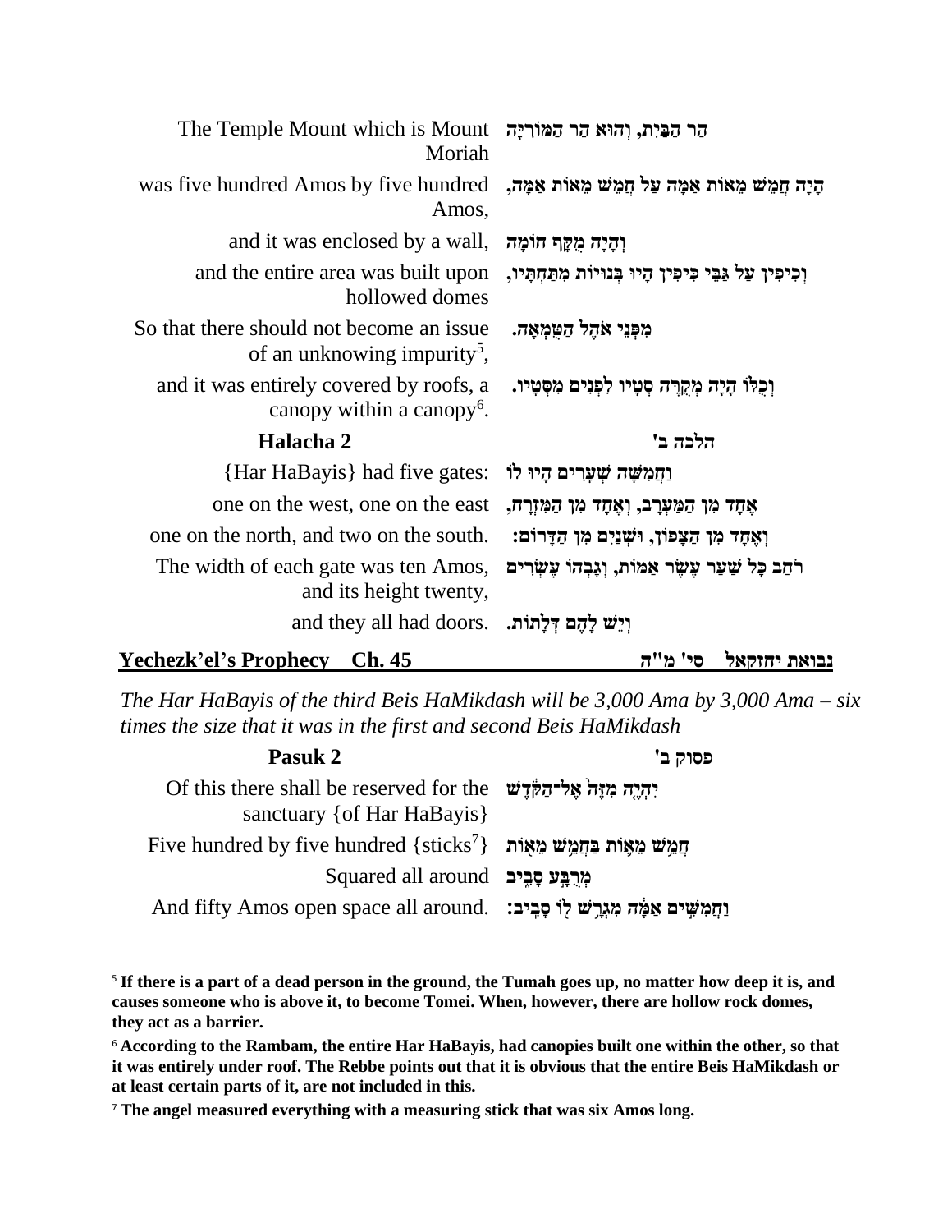| | |
|---|---|
| The Temple Mount which is Mount Moriah | הַר הַבַּיִת, וְהוּא הַר הַמּוֹרִיָּה |
| was five hundred Amos by five hundred Amos, | הָיָה חֲמֵשׁ מֵאוֹת אַמָּה עַל חֲמֵשׁ מֵאוֹת אַמָּה, |
| and it was enclosed by a wall, | וְהָיָה מֻקָּף חוֹמָה |
| and the entire area was built upon hollowed domes | וְכִיפִּין עַל גַּבֵּי כִּיפִּין הָיוּ בְּנוּיוֹת מִתַּחְתָּיו, |
| So that there should not become an issue of an unknowing impurity[5], | מִפְּנֵי אֹהֶל הַטֻּמְאָה. |
| and it was entirely covered by roofs, a canopy within a canopy[6]. | וְכֻלּוֹ הָיָה מְקֹרֶה סְטָיו לִפְנִים מִסְּטָיו. |
| **Halacha 2** | **הלכה ב'** |
| {Har HaBayis} had five gates: | וַחֲמִשָּׁה שְׁעָרִים הָיוּ לוֹ: |
| one on the west, one on the east | אֶחָד מִן הַמַּעֲרָב, וְאֶחָד מִן הַמִּזְרָח, |
| one on the north, and two on the south. | וְאֶחָד מִן הַצָּפוֹן, וּשְׁנַיִם מִן הַדָּרוֹם: |
| The width of each gate was ten Amos, and its height twenty, | רֹחַב כָּל שַׁעַר עֶשֶׂר אַמּוֹת, וְגָבְהוֹ עֶשְׂרִים |
| and they all had doors. | וְיֵשׁ לָהֶם דְּלָתוֹת. |

## Yechezk'el's Prophecy Ch. 45 — נבואת יחזקאל סי' מ"ה

*The Har HaBayis of the third Beis HaMikdash will be 3,000 Ama by 3,000 Ama – six times the size that it was in the first and second Beis HaMikdash*

| | |
|---|---|
| **Pasuk 2** | **פסוק ב'** |
| Of this there shall be reserved for the sanctuary {of Har HaBayis} | יִהְיֶ֤ה מִזֶּה֙ אֶל־הַקֹּ֔דֶשׁ |
| Five hundred by five hundred {sticks[7]} | חֲמֵ֥שׁ מֵא֛וֹת בַּחֲמֵ֥שׁ מֵא֖וֹת |
| Squared all around | מְרֻבָּ֣ע סָבִ֑יב |
| And fifty Amos open space all around. | וַחֲמִשִּׁ֣ים אַמָּ֔ה מִגְרָ֥שׁ ל֖וֹ סָבִֽיב: |

---

[5] **If there is a part of a dead person in the ground, the Tumah goes up, no matter how deep it is, and causes someone who is above it, to become Tomei. When, however, there are hollow rock domes, they act as a barrier.**

[6] **According to the Rambam, the entire Har HaBayis, had canopies built one within the other, so that it was entirely under roof. The Rebbe points out that it is obvious that the entire Beis HaMikdash or at least certain parts of it, are not included in this.**

[7] **The angel measured everything with a measuring stick that was six Amos long.**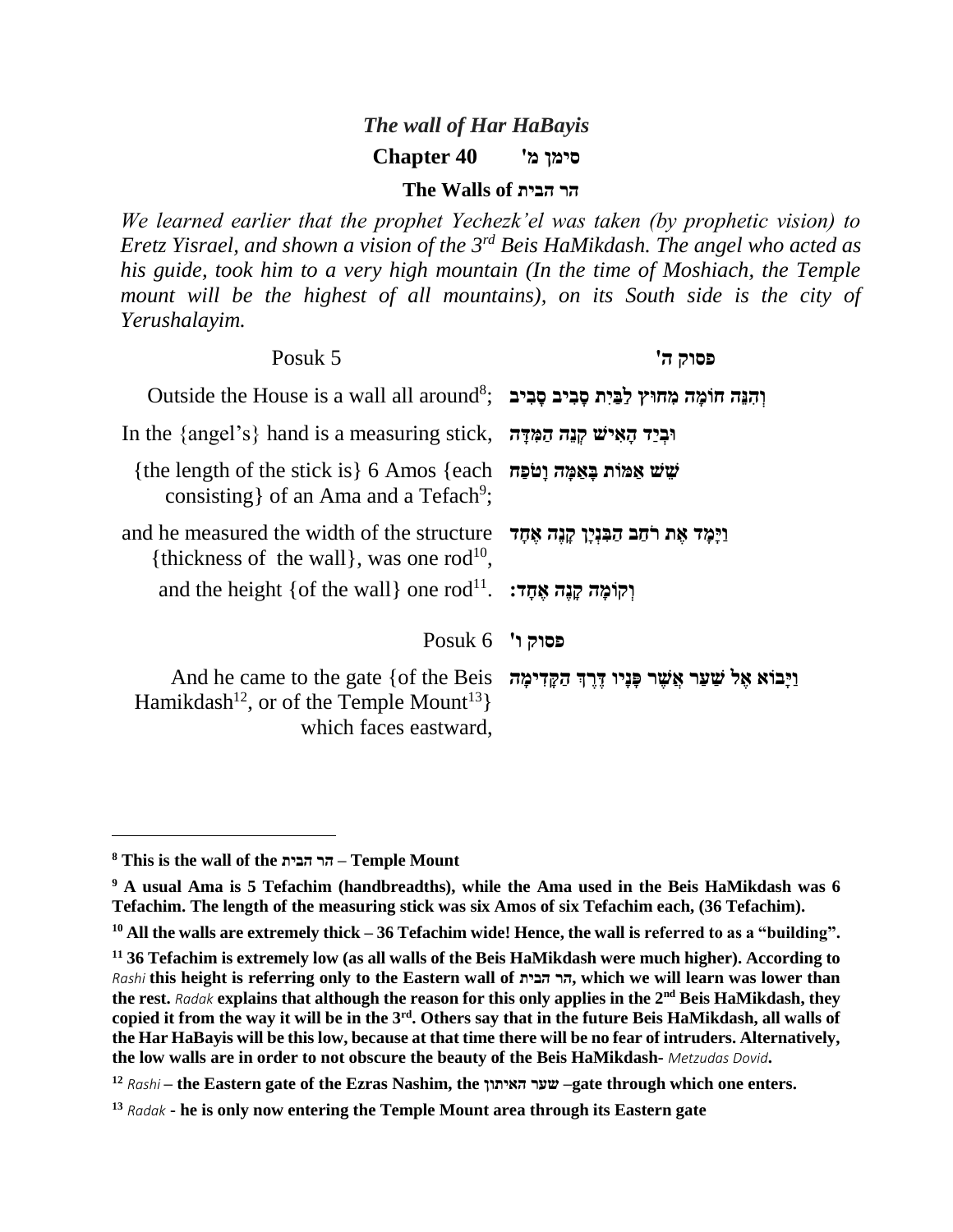## *The wall of Har HaBayis*

### Chapter 40 סימן מ'

### The Walls of הר הבית

*We learned earlier that the prophet Yechezk'el was taken (by prophetic vision) to Eretz Yisrael, and shown a vision of the 3rd Beis HaMikdash. The angel who acted as his guide, took him to a very high mountain (In the time of Moshiach, the Temple mount will be the highest of all mountains), on its South side is the city of Yerushalayim.*

| Posuk 5 | **פסוק ה'** |
|---|---|
| Outside the House is a wall all around[8]; | **וְהִנֵּה חוֹמָה מִחוּץ לַבַּיִת סָבִיב סָבִיב** |
| In the {angel's} hand is a measuring stick, | **וּבְיַד הָאִישׁ קְנֵה הַמִּדָּה** |
| {the length of the stick is} 6 Amos {each consisting} of an Ama and a Tefach[9]; | **שֵׁשׁ אַמּוֹת בָּאַמָּה וָטֹפַח** |
| and he measured the width of the structure {thickness of the wall}, was one rod[10], | **וַיָּמָד אֶת רֹחַב הַבִּנְיָן קָנֶה אֶחָד** |
| and the height {of the wall} one rod[11]. | **וְקוֹמָה קָנֶה אֶחָד:** |

| Posuk 6 | **פסוק ו'** |
|---|---|
| And he came to the gate {of the Beis Hamikdash[12], or of the Temple Mount[13]} which faces eastward, | **וַיָּבוֹא אֶל שַׁעַר אֲשֶׁר פָּנָיו דֶּרֶךְ הַקָּדִימָה** |

---

[8] **This is the wall of the הר הבית – Temple Mount**

[9] **A usual Ama is 5 Tefachim (handbreadths), while the Ama used in the Beis HaMikdash was 6 Tefachim. The length of the measuring stick was six Amos of six Tefachim each, (36 Tefachim).**

[10] **All the walls are extremely thick – 36 Tefachim wide! Hence, the wall is referred to as a "building".**

[11] **36 Tefachim is extremely low (as all walls of the Beis HaMikdash were much higher). According to** *Rashi* **this height is referring only to the Eastern wall of הר הבית, which we will learn was lower than the rest.** *Radak* **explains that although the reason for this only applies in the 2nd Beis HaMikdash, they copied it from the way it will be in the 3rd. Others say that in the future Beis HaMikdash, all walls of the Har HaBayis will be this low, because at that time there will be no fear of intruders. Alternatively, the low walls are in order to not obscure the beauty of the Beis HaMikdash-** *Metzudas Dovid***.**

[12] *Rashi* **– the Eastern gate of the Ezras Nashim, the שער האיתון –gate through which one enters.**

[13] *Radak* **- he is only now entering the Temple Mount area through its Eastern gate**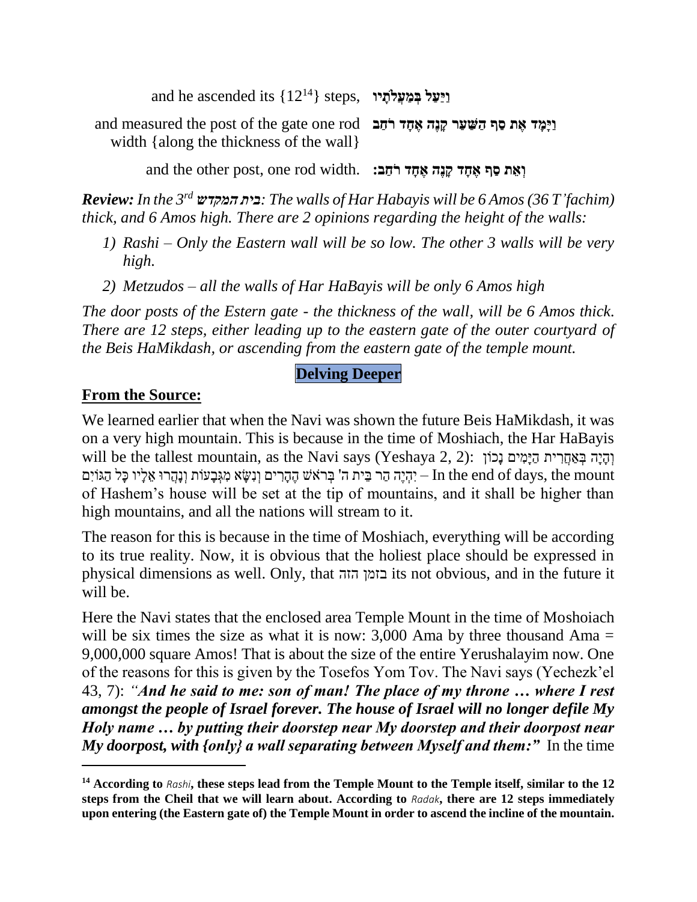and he ascended its {12[14]} steps, **וַיַּעַל בְּמַעֲלֹתָיו**

and measured the post of the gate one rod width {along the thickness of the wall} **וַיָּמָד אֶת סַף הַשַּׁעַר קָנֶה אֶחָד רֹחַב**

and the other post, one rod width. **וְאֵת סַף אֶחָד קָנֶה אֶחָד רֹחַב:**

***Review:*** *In the 3rd* ***בית המקדש****: The walls of Har Habayis will be 6 Amos (36 T'fachim) thick, and 6 Amos high. There are 2 opinions regarding the height of the walls:*

1) *Rashi – Only the Eastern wall will be so low. The other 3 walls will be very high.*
2) *Metzudos – all the walls of Har HaBayis will be only 6 Amos high*

*The door posts of the Estern gate - the thickness of the wall, will be 6 Amos thick. There are 12 steps, either leading up to the eastern gate of the outer courtyard of the Beis HaMikdash, or ascending from the eastern gate of the temple mount.*

**Delving Deeper**

## From the Source:

We learned earlier that when the Navi was shown the future Beis HaMikdash, it was on a very high mountain. This is because in the time of Moshiach, the Har HaBayis will be the tallest mountain, as the Navi says (Yeshaya 2, 2): וְהָיָה בְּאַחֲרִית הַיָּמִים נָכוֹן יִהְיֶה הַר בֵּית ה' בְּרֹאשׁ הֶהָרִים וְנִשָּׂא מִגְּבָעוֹת וְנָהֲרוּ אֵלָיו כָּל הַגּוֹיִם – In the end of days, the mount of Hashem's house will be set at the tip of mountains, and it shall be higher than high mountains, and all the nations will stream to it.

The reason for this is because in the time of Moshiach, everything will be according to its true reality. Now, it is obvious that the holiest place should be expressed in physical dimensions as well. Only, that בזמן הזה its not obvious, and in the future it will be.

Here the Navi states that the enclosed area Temple Mount in the time of Moshoiach will be six times the size as what it is now: 3,000 Ama by three thousand Ama = 9,000,000 square Amos! That is about the size of the entire Yerushalayim now. One of the reasons for this is given by the Tosefos Yom Tov. The Navi says (Yechezk'el 43, 7): *"**And he said to me: son of man! The place of my throne … where I rest amongst the people of Israel forever. The house of Israel will no longer defile My Holy name … by putting their doorstep near My doorstep and their doorpost near My doorpost, with {only} a wall separating between Myself and them:**"* In the time

---

[14] **According to** *Rashi***, these steps lead from the Temple Mount to the Temple itself, similar to the 12 steps from the Cheil that we will learn about. According to** *Radak***, there are 12 steps immediately upon entering (the Eastern gate of) the Temple Mount in order to ascend the incline of the mountain.**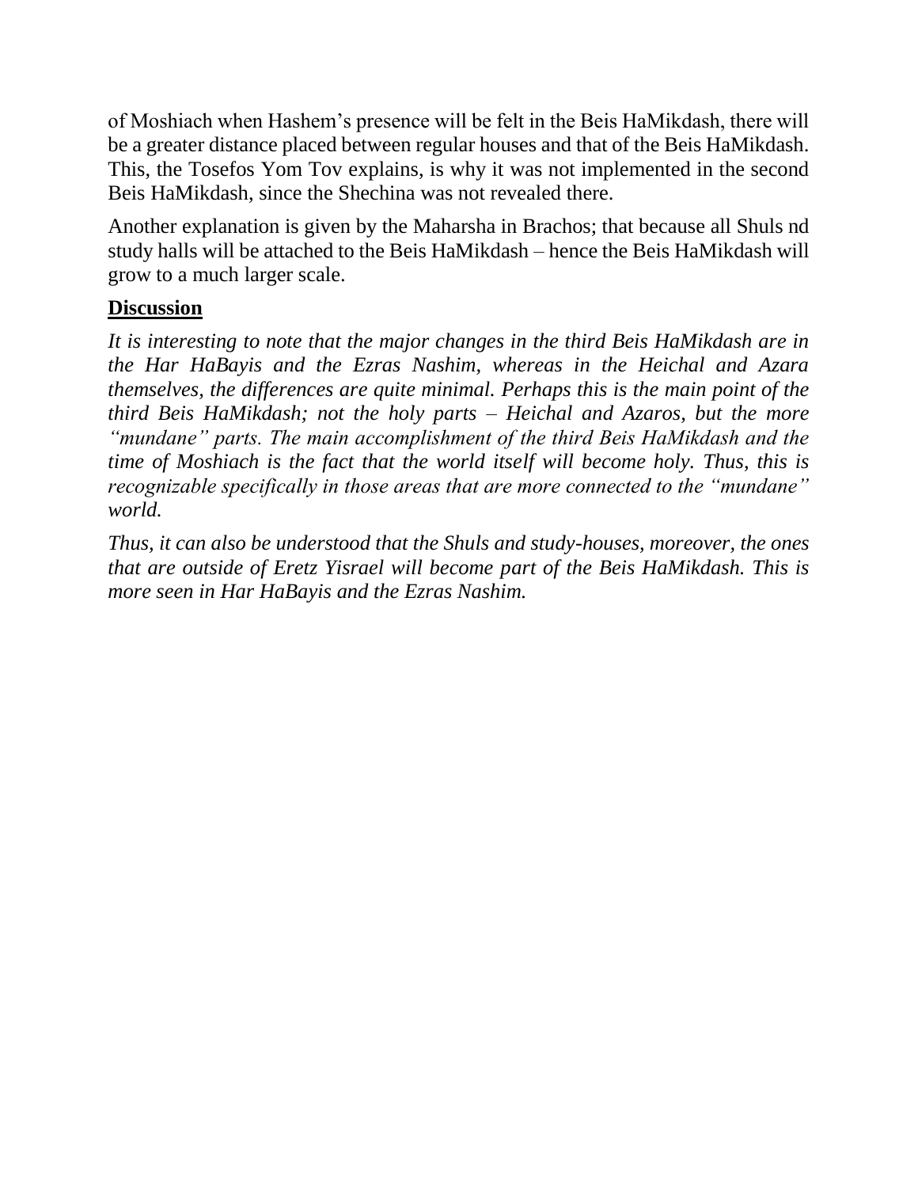of Moshiach when Hashem's presence will be felt in the Beis HaMikdash, there will be a greater distance placed between regular houses and that of the Beis HaMikdash. This, the Tosefos Yom Tov explains, is why it was not implemented in the second Beis HaMikdash, since the Shechina was not revealed there.

Another explanation is given by the Maharsha in Brachos; that because all Shuls nd study halls will be attached to the Beis HaMikdash – hence the Beis HaMikdash will grow to a much larger scale.

**Discussion**

*It is interesting to note that the major changes in the third Beis HaMikdash are in the Har HaBayis and the Ezras Nashim, whereas in the Heichal and Azara themselves, the differences are quite minimal. Perhaps this is the main point of the third Beis HaMikdash; not the holy parts – Heichal and Azaros, but the more "mundane" parts. The main accomplishment of the third Beis HaMikdash and the time of Moshiach is the fact that the world itself will become holy. Thus, this is recognizable specifically in those areas that are more connected to the "mundane" world.*

*Thus, it can also be understood that the Shuls and study-houses, moreover, the ones that are outside of Eretz Yisrael will become part of the Beis HaMikdash. This is more seen in Har HaBayis and the Ezras Nashim.*